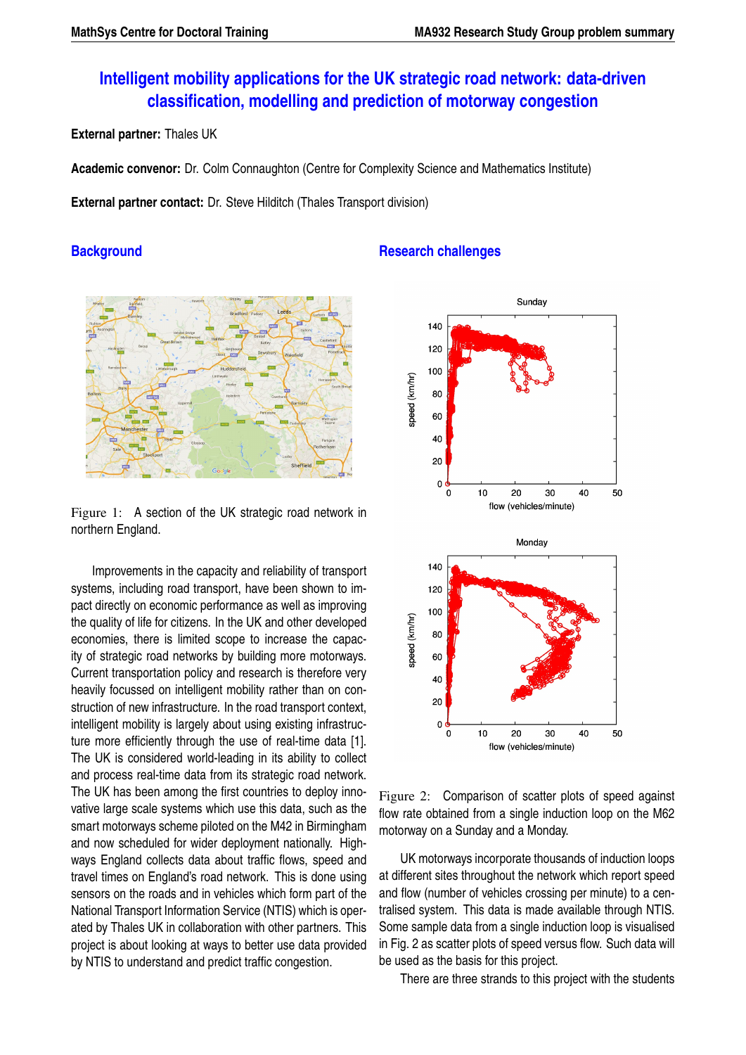# Intelligent mobility applications for the UK strategic road network: data-driven classification, modelling and prediction of motorway congestion

**External partner:** Thales UK

**Academic convenor:** Dr. Colm Connaughton (Centre for Complexity Science and Mathematics Institute)

**External partner contact:** Dr. Steve Hilditch (Thales Transport division)

## Background

Figure 1: A section of the UK strategic road network in northern England.

Improvements in the capacity and reliability of transport systems, including road transport, have been shown to impact directly on economic performance as well as improving the quality of life for citizens. In the UK and other developed economies, there is limited scope to increase the capacity of strategic road networks by building more motorways. Current transportation policy and research is therefore very heavily focussed on intelligent mobility rather than on construction of new infrastructure. In the road transport context, intelligent mobility is largely about using existing infrastructure more efficiently through the use of real-time data [1]. The UK is considered world-leading in its ability to collect and process real-time data from its strategic road network. The UK has been among the first countries to deploy innovative large scale systems which use this data, such as the smart motorways scheme piloted on the M42 in Birmingham and now scheduled for wider deployment nationally. Highways England collects data about traffic flows, speed and travel times on England's road network. This is done using sensors on the roads and in vehicles which form part of the National Transport Information Service (NTIS) which is operated by Thales UK in collaboration with other partners. This project is about looking at ways to better use data provided by NTIS to understand and predict traffic congestion.

## Research challenges

Figure 2: Comparison of scatter plots of speed against flow rate obtained from a single induction loop on the M62 motorway on a Sunday and a Monday.

UK motorways incorporate thousands of induction loops at different sites throughout the network which report speed and flow (number of vehicles crossing per minute) to a centralised system. This data is made available through NTIS. Some sample data from a single induction loop is visualised in Fig. 2 as scatter plots of speed versus flow. Such data will be used as the basis for this project.

There are three strands to this project with the students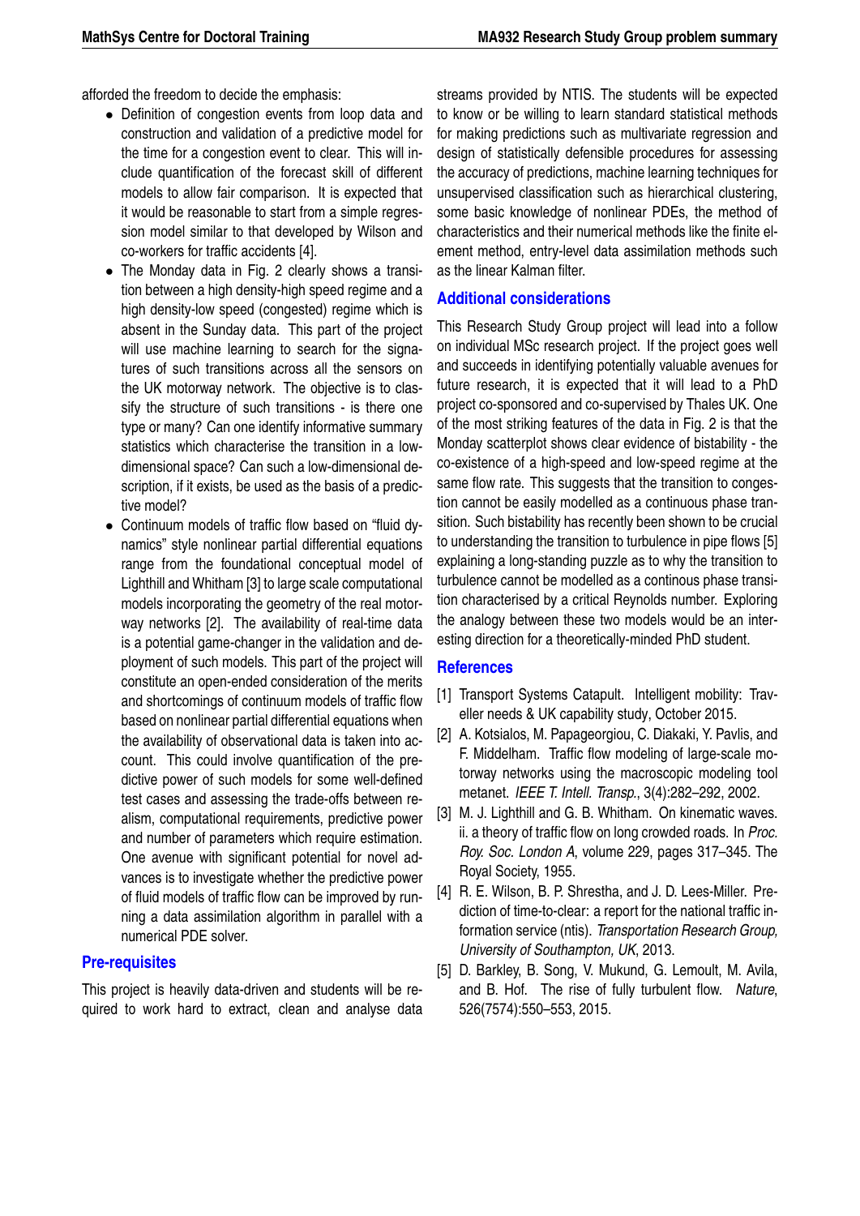afforded the freedom to decide the emphasis:

- Definition of congestion events from loop data and construction and validation of a predictive model for the time for a congestion event to clear. This will include quantification of the forecast skill of different models to allow fair comparison. It is expected that it would be reasonable to start from a simple regression model similar to that developed by Wilson and co-workers for traffic accidents [4].
- The Monday data in Fig. 2 clearly shows a transition between a high density-high speed regime and a high density-low speed (congested) regime which is absent in the Sunday data. This part of the project will use machine learning to search for the signatures of such transitions across all the sensors on the UK motorway network. The objective is to classify the structure of such transitions - is there one type or many? Can one identify informative summary statistics which characterise the transition in a low-dimensional space? Can such a low-dimensional description, if it exists, be used as the basis of a predictive model?
- Continuum models of traffic flow based on "fluid dynamics" style nonlinear partial differential equations range from the foundational conceptual model of Lighthill and Whitham [3] to large scale computational models incorporating the geometry of the real motorway networks [2]. The availability of real-time data is a potential game-changer in the validation and deployment of such models. This part of the project will constitute an open-ended consideration of the merits and shortcomings of continuum models of traffic flow based on nonlinear partial differential equations when the availability of observational data is taken into account. This could involve quantification of the predictive power of such models for some well-defined test cases and assessing the trade-offs between realism, computational requirements, predictive power and number of parameters which require estimation. One avenue with significant potential for novel advances is to investigate whether the predictive power of fluid models of traffic flow can be improved by running a data assimilation algorithm in parallel with a numerical PDE solver.

## Pre-requisites

This project is heavily data-driven and students will be required to work hard to extract, clean and analyse data streams provided by NTIS. The students will be expected to know or be willing to learn standard statistical methods for making predictions such as multivariate regression and design of statistically defensible procedures for assessing the accuracy of predictions, machine learning techniques for unsupervised classification such as hierarchical clustering, some basic knowledge of nonlinear PDEs, the method of characteristics and their numerical methods like the finite element method, entry-level data assimilation methods such as the linear Kalman filter.

## Additional considerations

This Research Study Group project will lead into a follow on individual MSc research project. If the project goes well and succeeds in identifying potentially valuable avenues for future research, it is expected that it will lead to a PhD project co-sponsored and co-supervised by Thales UK. One of the most striking features of the data in Fig. 2 is that the Monday scatterplot shows clear evidence of bistability - the co-existence of a high-speed and low-speed regime at the same flow rate. This suggests that the transition to congestion cannot be easily modelled as a continuous phase transition. Such bistability has recently been shown to be crucial to understanding the transition to turbulence in pipe flows [5] explaining a long-standing puzzle as to why the transition to turbulence cannot be modelled as a continous phase transition characterised by a critical Reynolds number. Exploring the analogy between these two models would be an interesting direction for a theoretically-minded PhD student.

## References

[1] Transport Systems Catapult. Intelligent mobility: Traveller needs & UK capability study, October 2015.

[2] A. Kotsialos, M. Papageorgiou, C. Diakaki, Y. Pavlis, and F. Middelham. Traffic flow modeling of large-scale motorway networks using the macroscopic modeling tool metanet. *IEEE T. Intell. Transp.*, 3(4):282–292, 2002.

[3] M. J. Lighthill and G. B. Whitham. On kinematic waves. ii. a theory of traffic flow on long crowded roads. In *Proc. Roy. Soc. London A*, volume 229, pages 317–345. The Royal Society, 1955.

[4] R. E. Wilson, B. P. Shrestha, and J. D. Lees-Miller. Prediction of time-to-clear: a report for the national traffic information service (ntis). *Transportation Research Group, University of Southampton, UK*, 2013.

[5] D. Barkley, B. Song, V. Mukund, G. Lemoult, M. Avila, and B. Hof. The rise of fully turbulent flow. *Nature*, 526(7574):550–553, 2015.